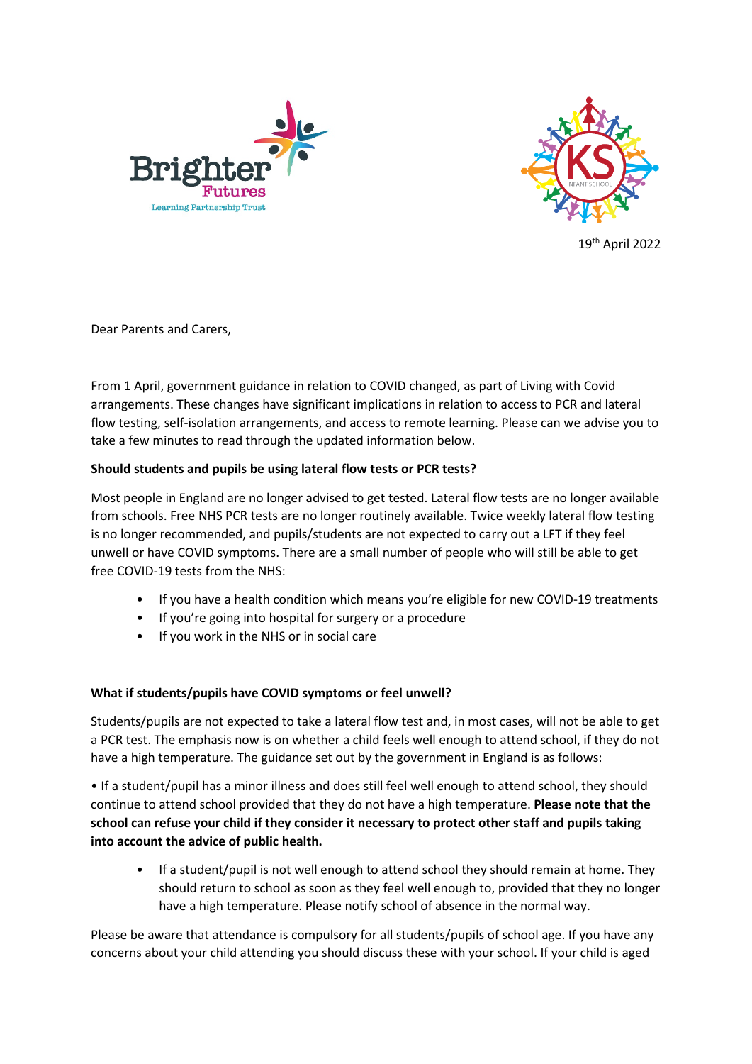19th April 2022

Dear Parents and Carers,

From 1 April, government guidance in relation to COVID changed, as part of Living with Covid arrangements. These changes have significant implications in relation to access to PCR and lateral flow testing, self-isolation arrangements, and access to remote learning. Please can we advise you to take a few minutes to read through the updated information below.

**Should students and pupils be using lateral flow tests or PCR tests?**

Most people in England are no longer advised to get tested. Lateral flow tests are no longer available from schools. Free NHS PCR tests are no longer routinely available. Twice weekly lateral flow testing is no longer recommended, and pupils/students are not expected to carry out a LFT if they feel unwell or have COVID symptoms. There are a small number of people who will still be able to get free COVID-19 tests from the NHS:

- If you have a health condition which means you're eligible for new COVID-19 treatments
- If you're going into hospital for surgery or a procedure
- If you work in the NHS or in social care

**What if students/pupils have COVID symptoms or feel unwell?**

Students/pupils are not expected to take a lateral flow test and, in most cases, will not be able to get a PCR test. The emphasis now is on whether a child feels well enough to attend school, if they do not have a high temperature. The guidance set out by the government in England is as follows:

• If a student/pupil has a minor illness and does still feel well enough to attend school, they should continue to attend school provided that they do not have a high temperature. **Please note that the school can refuse your child if they consider it necessary to protect other staff and pupils taking into account the advice of public health.**

- If a student/pupil is not well enough to attend school they should remain at home. They should return to school as soon as they feel well enough to, provided that they no longer have a high temperature. Please notify school of absence in the normal way.

Please be aware that attendance is compulsory for all students/pupils of school age. If you have any concerns about your child attending you should discuss these with your school. If your child is aged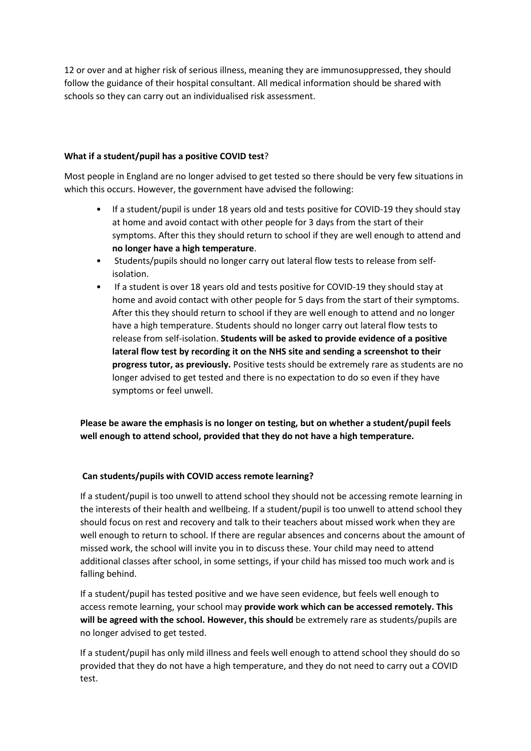12 or over and at higher risk of serious illness, meaning they are immunosuppressed, they should follow the guidance of their hospital consultant. All medical information should be shared with schools so they can carry out an individualised risk assessment.

**What if a student/pupil has a positive COVID test**?

Most people in England are no longer advised to get tested so there should be very few situations in which this occurs. However, the government have advised the following:

- If a student/pupil is under 18 years old and tests positive for COVID-19 they should stay at home and avoid contact with other people for 3 days from the start of their symptoms. After this they should return to school if they are well enough to attend and **no longer have a high temperature**.
- Students/pupils should no longer carry out lateral flow tests to release from self-isolation.
- If a student is over 18 years old and tests positive for COVID-19 they should stay at home and avoid contact with other people for 5 days from the start of their symptoms. After this they should return to school if they are well enough to attend and no longer have a high temperature. Students should no longer carry out lateral flow tests to release from self-isolation. **Students will be asked to provide evidence of a positive lateral flow test by recording it on the NHS site and sending a screenshot to their progress tutor, as previously.** Positive tests should be extremely rare as students are no longer advised to get tested and there is no expectation to do so even if they have symptoms or feel unwell.

**Please be aware the emphasis is no longer on testing, but on whether a student/pupil feels well enough to attend school, provided that they do not have a high temperature.**

**Can students/pupils with COVID access remote learning?**

If a student/pupil is too unwell to attend school they should not be accessing remote learning in the interests of their health and wellbeing. If a student/pupil is too unwell to attend school they should focus on rest and recovery and talk to their teachers about missed work when they are well enough to return to school. If there are regular absences and concerns about the amount of missed work, the school will invite you in to discuss these. Your child may need to attend additional classes after school, in some settings, if your child has missed too much work and is falling behind.

If a student/pupil has tested positive and we have seen evidence, but feels well enough to access remote learning, your school may **provide work which can be accessed remotely. This will be agreed with the school. However, this should** be extremely rare as students/pupils are no longer advised to get tested.

If a student/pupil has only mild illness and feels well enough to attend school they should do so provided that they do not have a high temperature, and they do not need to carry out a COVID test.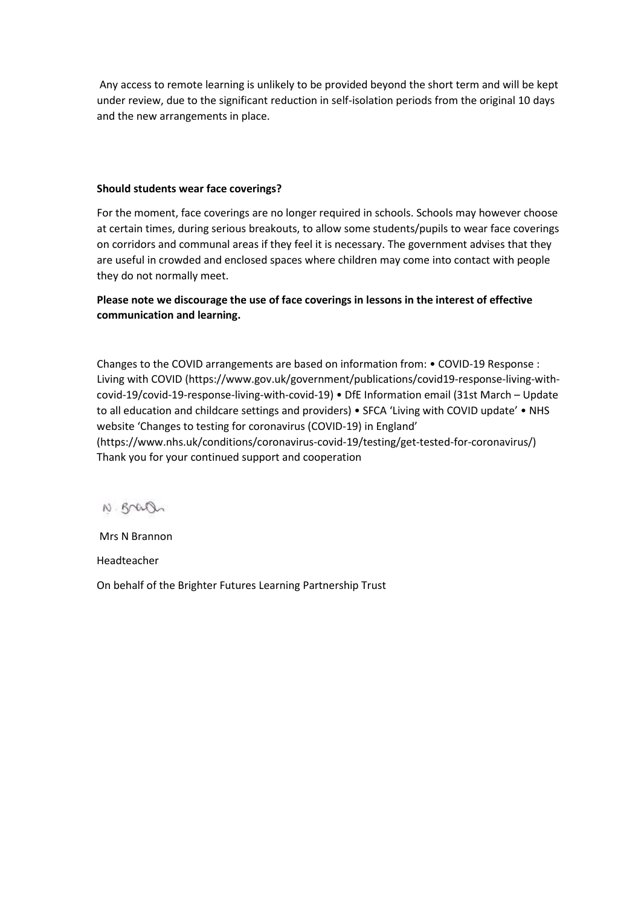Any access to remote learning is unlikely to be provided beyond the short term and will be kept under review, due to the significant reduction in self-isolation periods from the original 10 days and the new arrangements in place.

**Should students wear face coverings?**

For the moment, face coverings are no longer required in schools. Schools may however choose at certain times, during serious breakouts, to allow some students/pupils to wear face coverings on corridors and communal areas if they feel it is necessary. The government advises that they are useful in crowded and enclosed spaces where children may come into contact with people they do not normally meet.

**Please note we discourage the use of face coverings in lessons in the interest of effective communication and learning.**

Changes to the COVID arrangements are based on information from: • COVID-19 Response : Living with COVID (https://www.gov.uk/government/publications/covid19-response-living-with-covid-19/covid-19-response-living-with-covid-19) • DfE Information email (31st March – Update to all education and childcare settings and providers) • SFCA 'Living with COVID update' • NHS website 'Changes to testing for coronavirus (COVID-19) in England' (https://www.nhs.uk/conditions/coronavirus-covid-19/testing/get-tested-for-coronavirus/)
Thank you for your continued support and cooperation

N Brannon

Mrs N Brannon

Headteacher

On behalf of the Brighter Futures Learning Partnership Trust